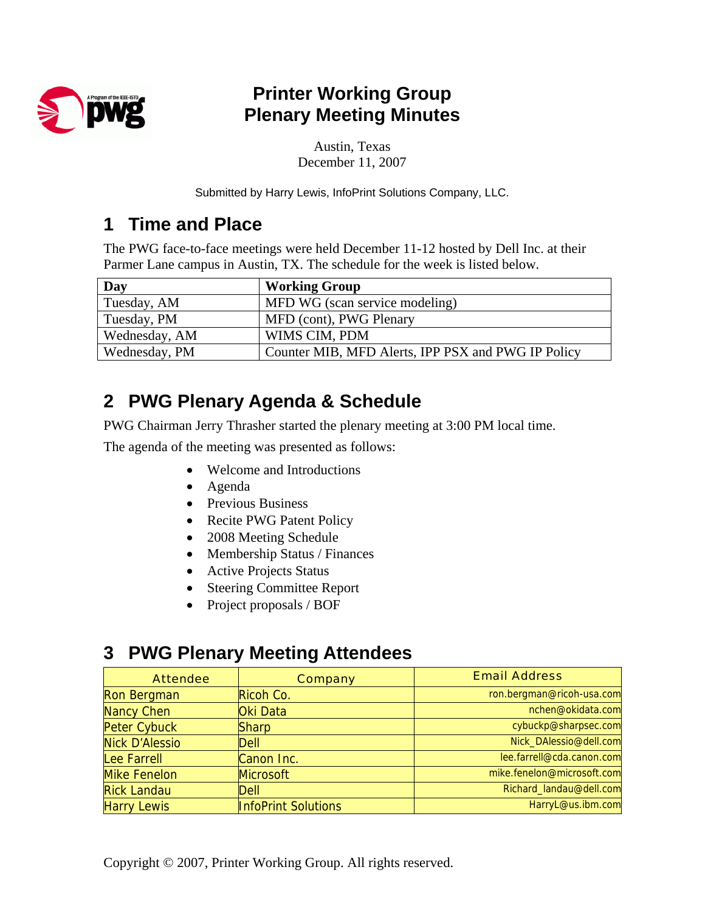# Printer Working Group
# Plenary Meeting Minutes

Austin, Texas
December 11, 2007

Submitted by Harry Lewis, InfoPrint Solutions Company, LLC.

## 1 Time and Place

The PWG face-to-face meetings were held December 11-12 hosted by Dell Inc. at their Parmer Lane campus in Austin, TX. The schedule for the week is listed below.

| Day | Working Group |
|---|---|
| Tuesday, AM | MFD WG (scan service modeling) |
| Tuesday, PM | MFD (cont), PWG Plenary |
| Wednesday, AM | WIMS CIM, PDM |
| Wednesday, PM | Counter MIB, MFD Alerts, IPP PSX and PWG IP Policy |

## 2 PWG Plenary Agenda & Schedule

PWG Chairman Jerry Thrasher started the plenary meeting at 3:00 PM local time.

The agenda of the meeting was presented as follows:

- Welcome and Introductions
- Agenda
- Previous Business
- Recite PWG Patent Policy
- 2008 Meeting Schedule
- Membership Status / Finances
- Active Projects Status
- Steering Committee Report
- Project proposals / BOF

## 3 PWG Plenary Meeting Attendees

| Attendee | Company | Email Address |
|---|---|---|
| Ron Bergman | Ricoh Co. | ron.bergman@ricoh-usa.com |
| Nancy Chen | Oki Data | nchen@okidata.com |
| Peter Cybuck | Sharp | cybuckp@sharpsec.com |
| Nick D'Alessio | Dell | Nick_DAlessio@dell.com |
| Lee Farrell | Canon Inc. | lee.farrell@cda.canon.com |
| Mike Fenelon | Microsoft | mike.fenelon@microsoft.com |
| Rick Landau | Dell | Richard_landau@dell.com |
| Harry Lewis | InfoPrint Solutions | HarryL@us.ibm.com |

Copyright © 2007, Printer Working Group. All rights reserved.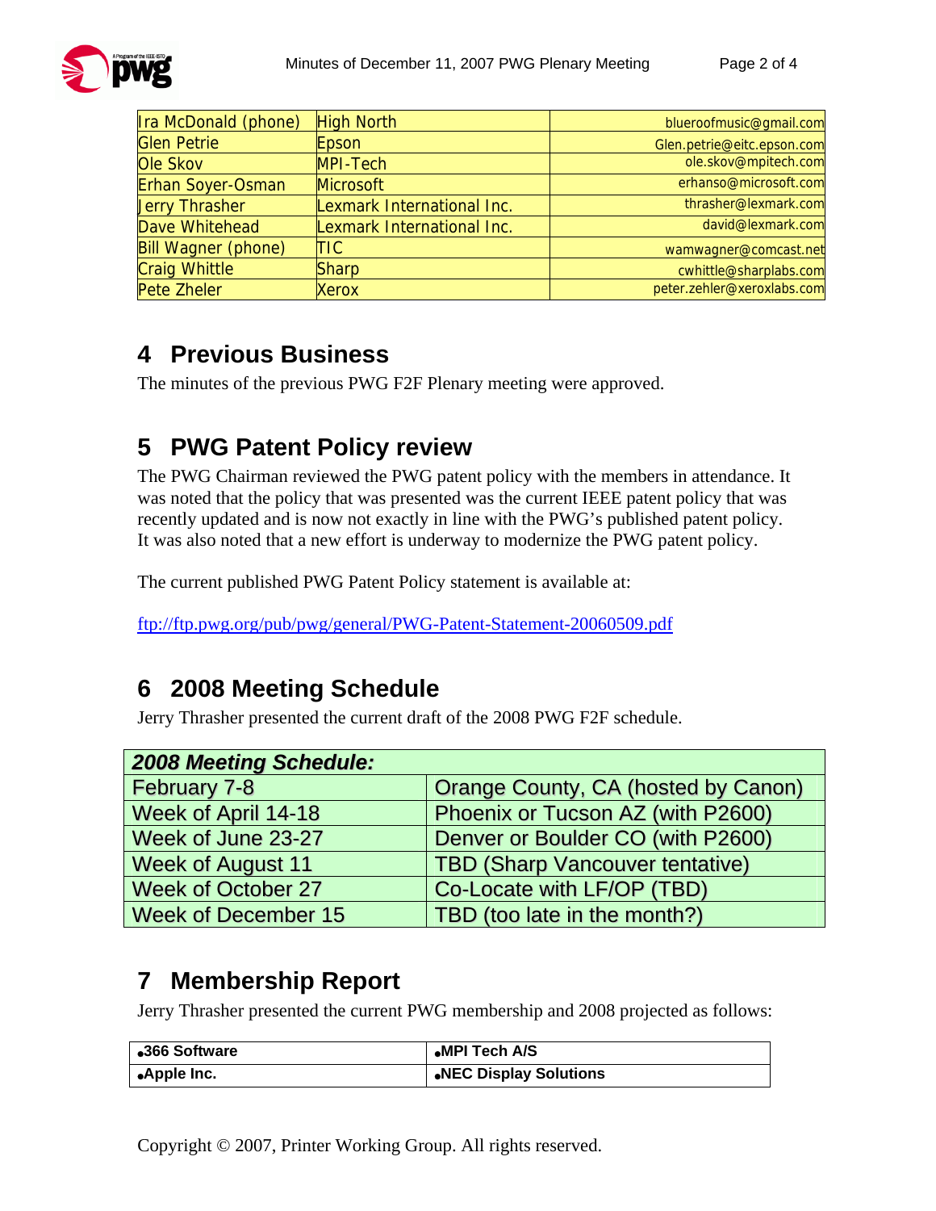| Ira McDonald (phone) | High North | blueroofmusic@gmail.com |
|---|---|---|
| Glen Petrie | Epson | Glen.petrie@eitc.epson.com |
| Ole Skov | MPI-Tech | ole.skov@mpitech.com |
| Erhan Soyer-Osman | Microsoft | erhanso@microsoft.com |
| Jerry Thrasher | Lexmark International Inc. | thrasher@lexmark.com |
| Dave Whitehead | Lexmark International Inc. | david@lexmark.com |
| Bill Wagner (phone) | TIC | wamwagner@comcast.net |
| Craig Whittle | Sharp | cwhittle@sharplabs.com |
| Pete Zheler | Xerox | peter.zehler@xeroxlabs.com |

## 4 Previous Business

The minutes of the previous PWG F2F Plenary meeting were approved.

## 5 PWG Patent Policy review

The PWG Chairman reviewed the PWG patent policy with the members in attendance. It was noted that the policy that was presented was the current IEEE patent policy that was recently updated and is now not exactly in line with the PWG's published patent policy. It was also noted that a new effort is underway to modernize the PWG patent policy.

The current published PWG Patent Policy statement is available at:

ftp://ftp.pwg.org/pub/pwg/general/PWG-Patent-Statement-20060509.pdf

## 6 2008 Meeting Schedule

Jerry Thrasher presented the current draft of the 2008 PWG F2F schedule.

| ***2008 Meeting Schedule:*** | |
|---|---|
| February 7-8 | Orange County, CA (hosted by Canon) |
| Week of April 14-18 | Phoenix or Tucson AZ (with P2600) |
| Week of June 23-27 | Denver or Boulder CO (with P2600) |
| Week of August 11 | TBD (Sharp Vancouver tentative) |
| Week of October 27 | Co-Locate with LF/OP (TBD) |
| Week of December 15 | TBD (too late in the month?) |

## 7 Membership Report

Jerry Thrasher presented the current PWG membership and 2008 projected as follows:

| •366 Software | •MPI Tech A/S |
|---|---|
| •Apple Inc. | •NEC Display Solutions |

Copyright © 2007, Printer Working Group. All rights reserved.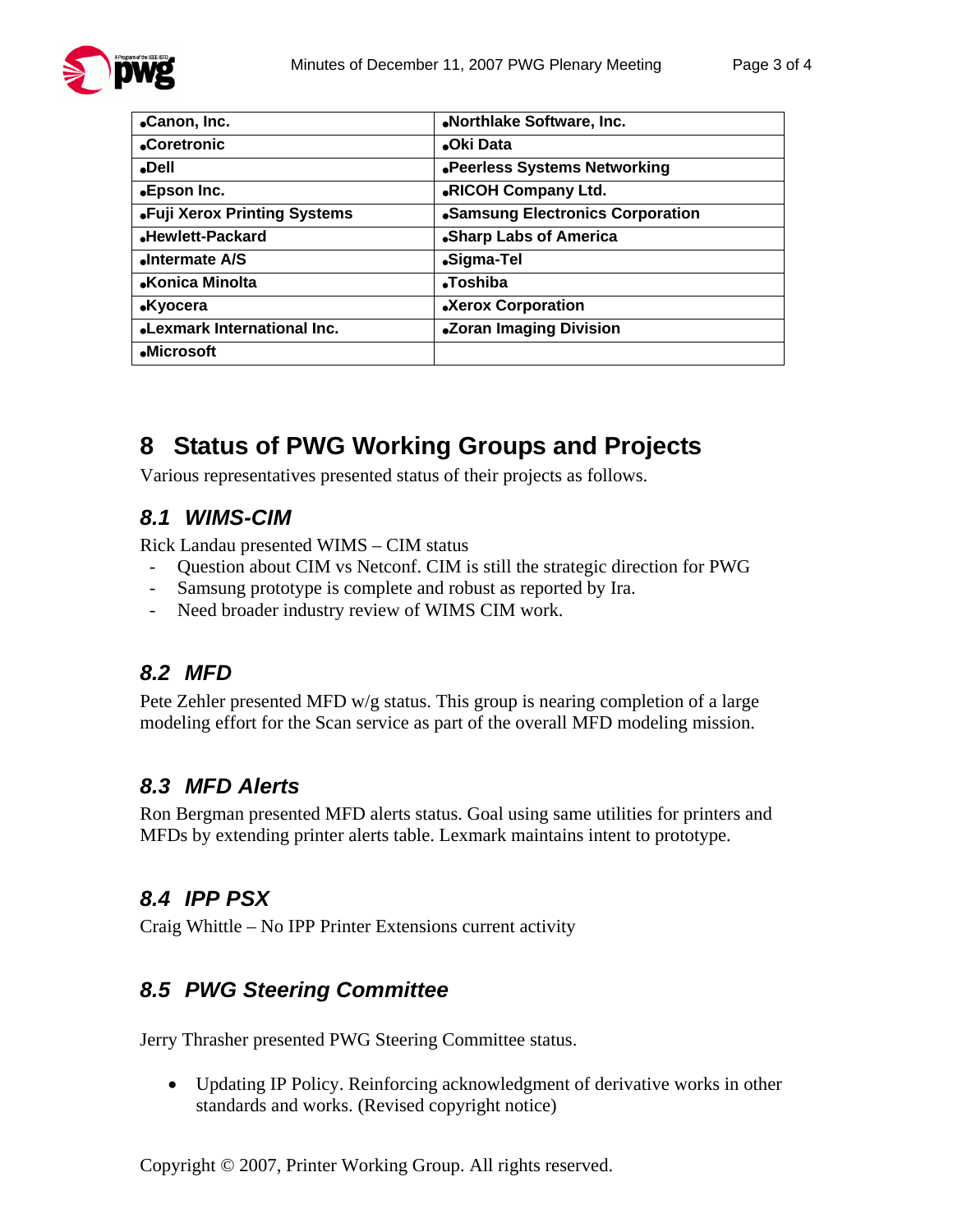| •Canon, Inc. | •Northlake Software, Inc. |
|---|---|
| •Coretronic | •Oki Data |
| •Dell | •Peerless Systems Networking |
| •Epson Inc. | •RICOH Company Ltd. |
| •Fuji Xerox Printing Systems | •Samsung Electronics Corporation |
| •Hewlett-Packard | •Sharp Labs of America |
| •Intermate A/S | •Sigma-Tel |
| •Konica Minolta | •Toshiba |
| •Kyocera | •Xerox Corporation |
| •Lexmark International Inc. | •Zoran Imaging Division |
| •Microsoft | |

# 8 Status of PWG Working Groups and Projects

Various representatives presented status of their projects as follows.

## 8.1 WIMS-CIM

Rick Landau presented WIMS – CIM status

- Question about CIM vs Netconf. CIM is still the strategic direction for PWG
- Samsung prototype is complete and robust as reported by Ira.
- Need broader industry review of WIMS CIM work.

## 8.2 MFD

Pete Zehler presented MFD w/g status. This group is nearing completion of a large modeling effort for the Scan service as part of the overall MFD modeling mission.

## 8.3 MFD Alerts

Ron Bergman presented MFD alerts status. Goal using same utilities for printers and MFDs by extending printer alerts table. Lexmark maintains intent to prototype.

## 8.4 IPP PSX

Craig Whittle – No IPP Printer Extensions current activity

## 8.5 PWG Steering Committee

Jerry Thrasher presented PWG Steering Committee status.

- Updating IP Policy. Reinforcing acknowledgment of derivative works in other standards and works. (Revised copyright notice)

Copyright © 2007, Printer Working Group. All rights reserved.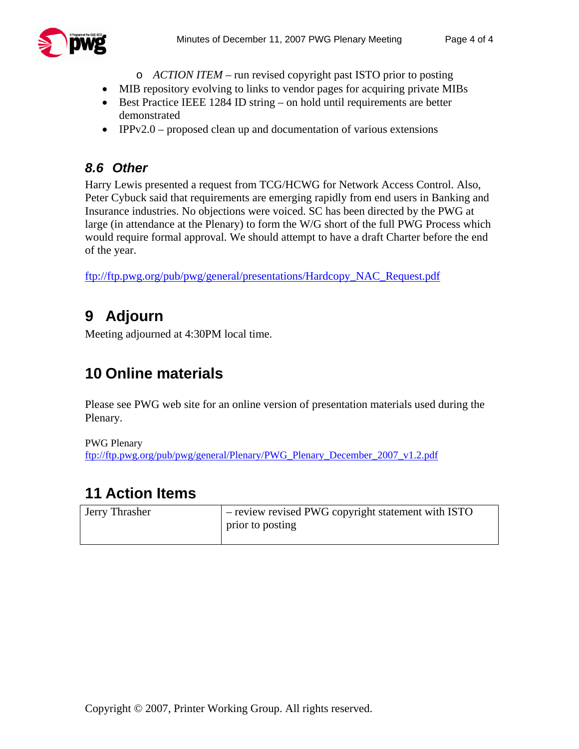- *ACTION ITEM* – run revised copyright past ISTO prior to posting
- MIB repository evolving to links to vendor pages for acquiring private MIBs
- Best Practice IEEE 1284 ID string – on hold until requirements are better demonstrated
- IPPv2.0 – proposed clean up and documentation of various extensions

### 8.6 Other

Harry Lewis presented a request from TCG/HCWG for Network Access Control. Also, Peter Cybuck said that requirements are emerging rapidly from end users in Banking and Insurance industries. No objections were voiced. SC has been directed by the PWG at large (in attendance at the Plenary) to form the W/G short of the full PWG Process which would require formal approval. We should attempt to have a draft Charter before the end of the year.

ftp://ftp.pwg.org/pub/pwg/general/presentations/Hardcopy_NAC_Request.pdf

## 9 Adjourn

Meeting adjourned at 4:30PM local time.

## 10 Online materials

Please see PWG web site for an online version of presentation materials used during the Plenary.

PWG Plenary
ftp://ftp.pwg.org/pub/pwg/general/Plenary/PWG_Plenary_December_2007_v1.2.pdf

## 11 Action Items

| | |
|---|---|
| Jerry Thrasher | – review revised PWG copyright statement with ISTO prior to posting |

Copyright © 2007, Printer Working Group. All rights reserved.